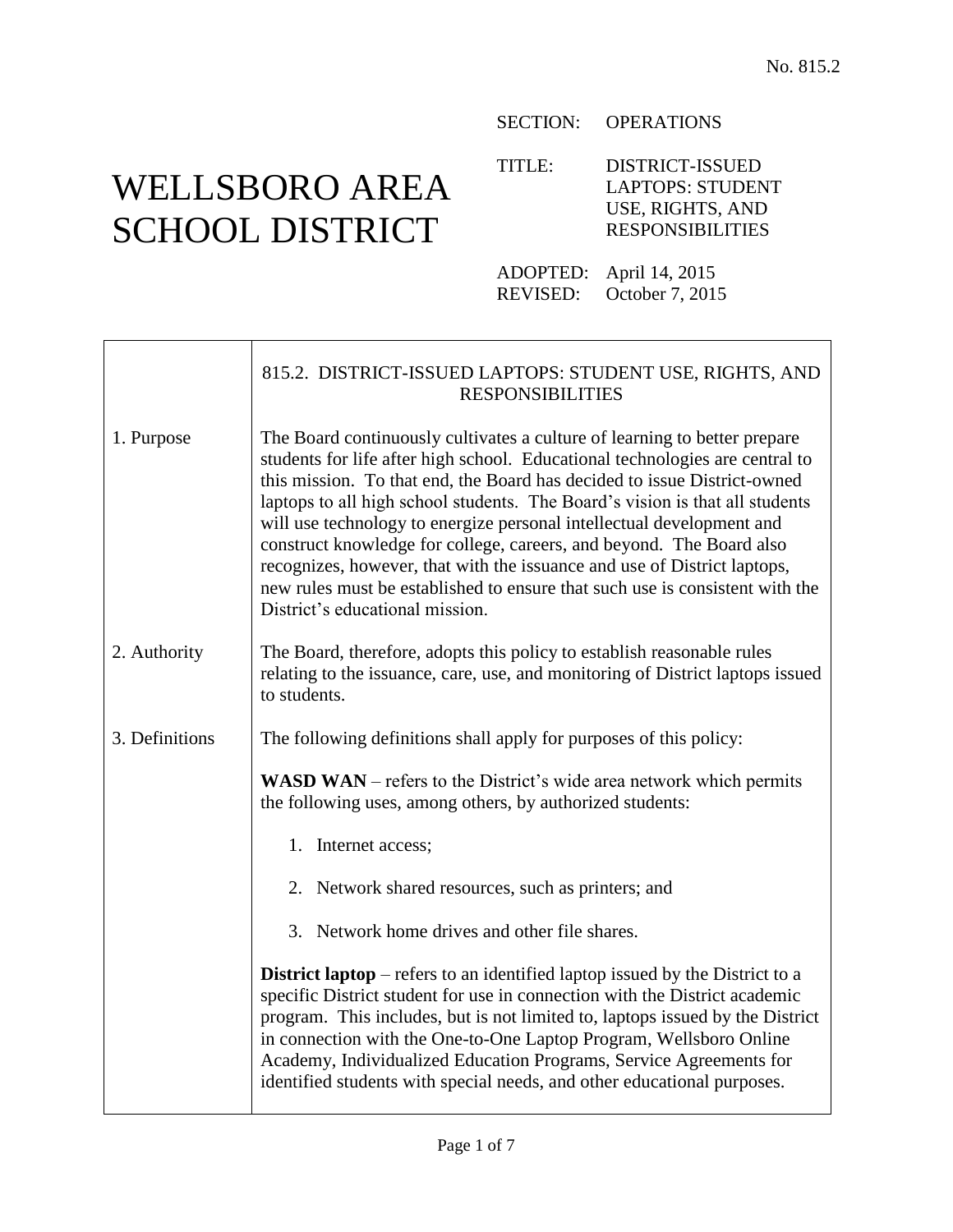No. 815.2

# WELLSBORO AREA SCHOOL DISTRICT

SECTION: OPERATIONS

TITLE: DISTRICT-ISSUED LAPTOPS: STUDENT USE, RIGHTS, AND RESPONSIBILITIES

ADOPTED: April 14, 2015
REVISED: October 7, 2015

## 815.2. DISTRICT-ISSUED LAPTOPS: STUDENT USE, RIGHTS, AND RESPONSIBILITIES

### 1. Purpose

The Board continuously cultivates a culture of learning to better prepare students for life after high school. Educational technologies are central to this mission. To that end, the Board has decided to issue District-owned laptops to all high school students. The Board's vision is that all students will use technology to energize personal intellectual development and construct knowledge for college, careers, and beyond. The Board also recognizes, however, that with the issuance and use of District laptops, new rules must be established to ensure that such use is consistent with the District's educational mission.

### 2. Authority

The Board, therefore, adopts this policy to establish reasonable rules relating to the issuance, care, use, and monitoring of District laptops issued to students.

### 3. Definitions

The following definitions shall apply for purposes of this policy:

**WASD WAN** – refers to the District's wide area network which permits the following uses, among others, by authorized students:

1. Internet access;
2. Network shared resources, such as printers; and
3. Network home drives and other file shares.

**District laptop** – refers to an identified laptop issued by the District to a specific District student for use in connection with the District academic program. This includes, but is not limited to, laptops issued by the District in connection with the One-to-One Laptop Program, Wellsboro Online Academy, Individualized Education Programs, Service Agreements for identified students with special needs, and other educational purposes.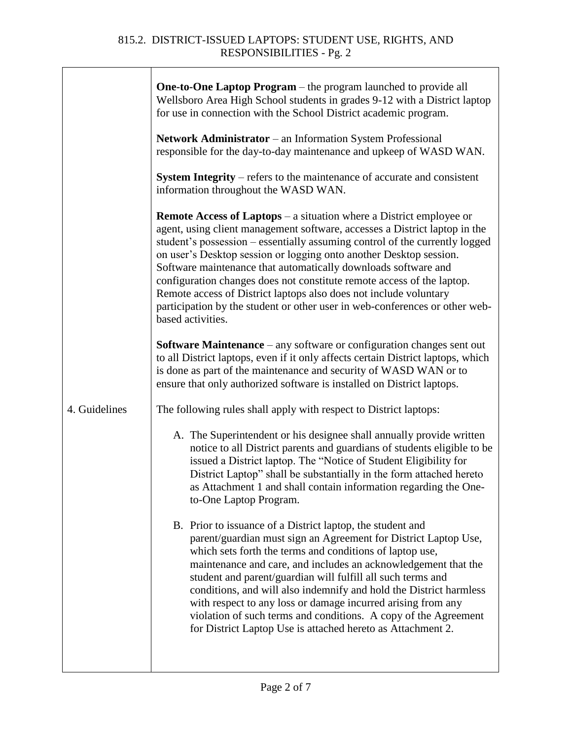**One-to-One Laptop Program** – the program launched to provide all Wellsboro Area High School students in grades 9-12 with a District laptop for use in connection with the School District academic program.

**Network Administrator** – an Information System Professional responsible for the day-to-day maintenance and upkeep of WASD WAN.

**System Integrity** – refers to the maintenance of accurate and consistent information throughout the WASD WAN.

**Remote Access of Laptops** – a situation where a District employee or agent, using client management software, accesses a District laptop in the student's possession – essentially assuming control of the currently logged on user's Desktop session or logging onto another Desktop session. Software maintenance that automatically downloads software and configuration changes does not constitute remote access of the laptop. Remote access of District laptops also does not include voluntary participation by the student or other user in web-conferences or other web-based activities.

**Software Maintenance** – any software or configuration changes sent out to all District laptops, even if it only affects certain District laptops, which is done as part of the maintenance and security of WASD WAN or to ensure that only authorized software is installed on District laptops.

## 4. Guidelines

The following rules shall apply with respect to District laptops:

A. The Superintendent or his designee shall annually provide written notice to all District parents and guardians of students eligible to be issued a District laptop. The "Notice of Student Eligibility for District Laptop" shall be substantially in the form attached hereto as Attachment 1 and shall contain information regarding the One-to-One Laptop Program.

B. Prior to issuance of a District laptop, the student and parent/guardian must sign an Agreement for District Laptop Use, which sets forth the terms and conditions of laptop use, maintenance and care, and includes an acknowledgement that the student and parent/guardian will fulfill all such terms and conditions, and will also indemnify and hold the District harmless with respect to any loss or damage incurred arising from any violation of such terms and conditions. A copy of the Agreement for District Laptop Use is attached hereto as Attachment 2.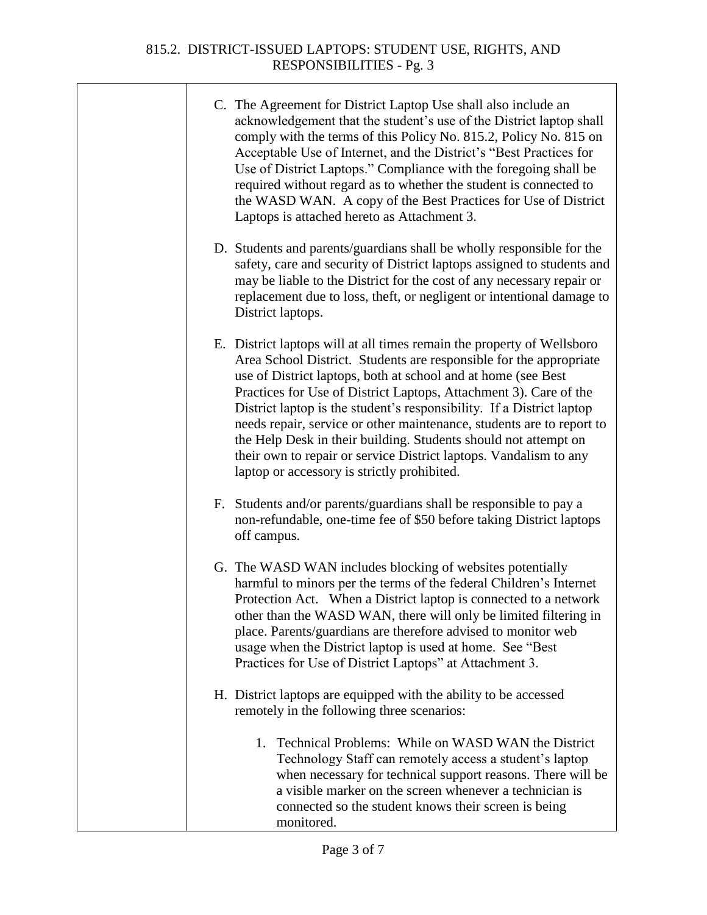C. The Agreement for District Laptop Use shall also include an acknowledgement that the student's use of the District laptop shall comply with the terms of this Policy No. 815.2, Policy No. 815 on Acceptable Use of Internet, and the District's "Best Practices for Use of District Laptops." Compliance with the foregoing shall be required without regard as to whether the student is connected to the WASD WAN. A copy of the Best Practices for Use of District Laptops is attached hereto as Attachment 3.

D. Students and parents/guardians shall be wholly responsible for the safety, care and security of District laptops assigned to students and may be liable to the District for the cost of any necessary repair or replacement due to loss, theft, or negligent or intentional damage to District laptops.

E. District laptops will at all times remain the property of Wellsboro Area School District. Students are responsible for the appropriate use of District laptops, both at school and at home (see Best Practices for Use of District Laptops, Attachment 3). Care of the District laptop is the student's responsibility. If a District laptop needs repair, service or other maintenance, students are to report to the Help Desk in their building. Students should not attempt on their own to repair or service District laptops. Vandalism to any laptop or accessory is strictly prohibited.

F. Students and/or parents/guardians shall be responsible to pay a non-refundable, one-time fee of $50 before taking District laptops off campus.

G. The WASD WAN includes blocking of websites potentially harmful to minors per the terms of the federal Children's Internet Protection Act. When a District laptop is connected to a network other than the WASD WAN, there will only be limited filtering in place. Parents/guardians are therefore advised to monitor web usage when the District laptop is used at home. See "Best Practices for Use of District Laptops" at Attachment 3.

H. District laptops are equipped with the ability to be accessed remotely in the following three scenarios:

   1. Technical Problems: While on WASD WAN the District Technology Staff can remotely access a student's laptop when necessary for technical support reasons. There will be a visible marker on the screen whenever a technician is connected so the student knows their screen is being monitored.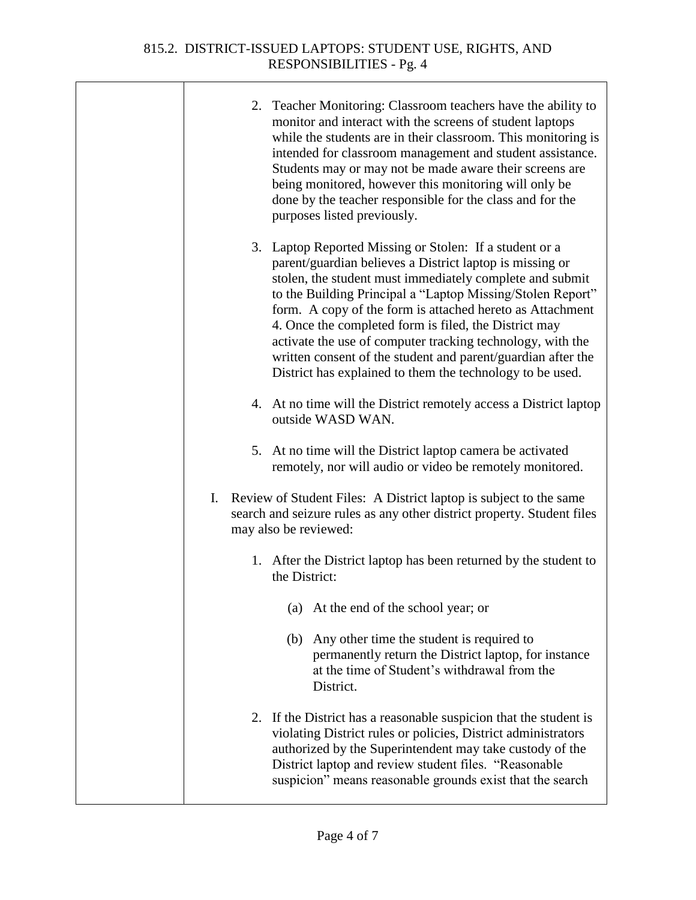2. Teacher Monitoring: Classroom teachers have the ability to monitor and interact with the screens of student laptops while the students are in their classroom. This monitoring is intended for classroom management and student assistance. Students may or may not be made aware their screens are being monitored, however this monitoring will only be done by the teacher responsible for the class and for the purposes listed previously.

3. Laptop Reported Missing or Stolen: If a student or a parent/guardian believes a District laptop is missing or stolen, the student must immediately complete and submit to the Building Principal a "Laptop Missing/Stolen Report" form. A copy of the form is attached hereto as Attachment 4. Once the completed form is filed, the District may activate the use of computer tracking technology, with the written consent of the student and parent/guardian after the District has explained to them the technology to be used.

4. At no time will the District remotely access a District laptop outside WASD WAN.

5. At no time will the District laptop camera be activated remotely, nor will audio or video be remotely monitored.

I. Review of Student Files: A District laptop is subject to the same search and seizure rules as any other district property. Student files may also be reviewed:

   1. After the District laptop has been returned by the student to the District:

      (a) At the end of the school year; or

      (b) Any other time the student is required to permanently return the District laptop, for instance at the time of Student's withdrawal from the District.

   2. If the District has a reasonable suspicion that the student is violating District rules or policies, District administrators authorized by the Superintendent may take custody of the District laptop and review student files. "Reasonable suspicion" means reasonable grounds exist that the search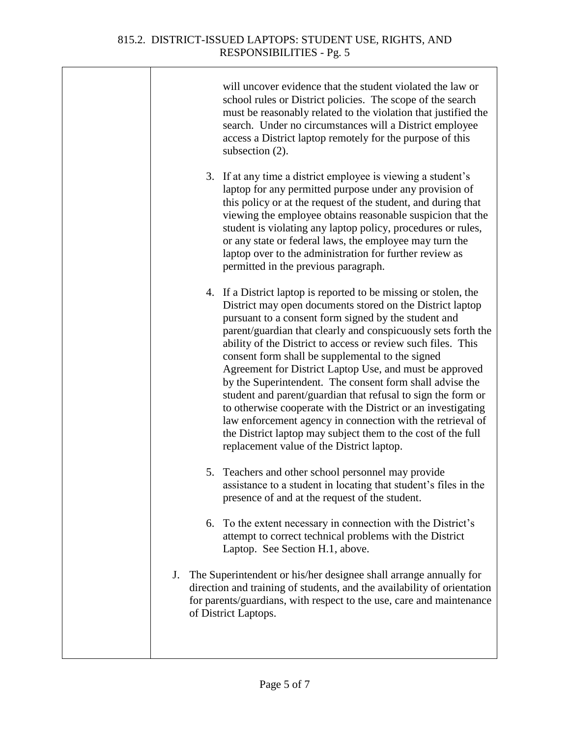will uncover evidence that the student violated the law or school rules or District policies. The scope of the search must be reasonably related to the violation that justified the search. Under no circumstances will a District employee access a District laptop remotely for the purpose of this subsection (2).

3. If at any time a district employee is viewing a student's laptop for any permitted purpose under any provision of this policy or at the request of the student, and during that viewing the employee obtains reasonable suspicion that the student is violating any laptop policy, procedures or rules, or any state or federal laws, the employee may turn the laptop over to the administration for further review as permitted in the previous paragraph.

4. If a District laptop is reported to be missing or stolen, the District may open documents stored on the District laptop pursuant to a consent form signed by the student and parent/guardian that clearly and conspicuously sets forth the ability of the District to access or review such files. This consent form shall be supplemental to the signed Agreement for District Laptop Use, and must be approved by the Superintendent. The consent form shall advise the student and parent/guardian that refusal to sign the form or to otherwise cooperate with the District or an investigating law enforcement agency in connection with the retrieval of the District laptop may subject them to the cost of the full replacement value of the District laptop.

5. Teachers and other school personnel may provide assistance to a student in locating that student's files in the presence of and at the request of the student.

6. To the extent necessary in connection with the District's attempt to correct technical problems with the District Laptop. See Section H.1, above.

J. The Superintendent or his/her designee shall arrange annually for direction and training of students, and the availability of orientation for parents/guardians, with respect to the use, care and maintenance of District Laptops.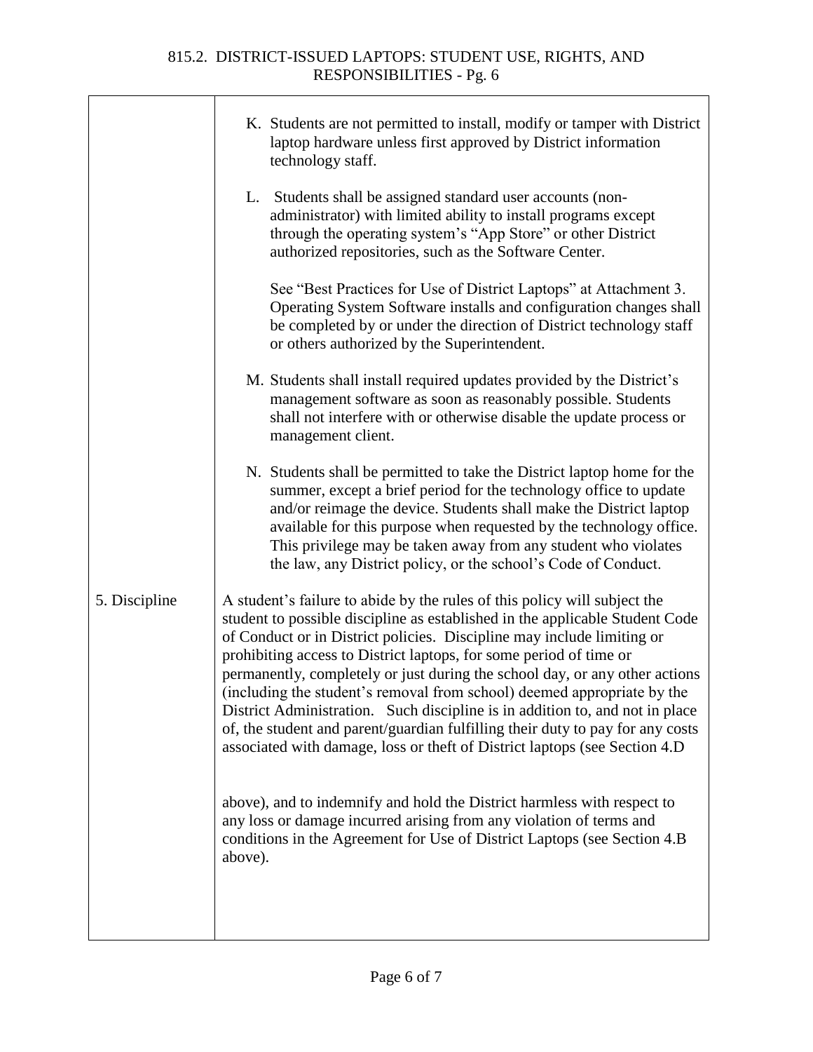K. Students are not permitted to install, modify or tamper with District laptop hardware unless first approved by District information technology staff.

L. Students shall be assigned standard user accounts (non-administrator) with limited ability to install programs except through the operating system's "App Store" or other District authorized repositories, such as the Software Center.

See "Best Practices for Use of District Laptops" at Attachment 3. Operating System Software installs and configuration changes shall be completed by or under the direction of District technology staff or others authorized by the Superintendent.

M. Students shall install required updates provided by the District's management software as soon as reasonably possible. Students shall not interfere with or otherwise disable the update process or management client.

N. Students shall be permitted to take the District laptop home for the summer, except a brief period for the technology office to update and/or reimage the device. Students shall make the District laptop available for this purpose when requested by the technology office. This privilege may be taken away from any student who violates the law, any District policy, or the school's Code of Conduct.

## 5. Discipline

A student's failure to abide by the rules of this policy will subject the student to possible discipline as established in the applicable Student Code of Conduct or in District policies. Discipline may include limiting or prohibiting access to District laptops, for some period of time or permanently, completely or just during the school day, or any other actions (including the student's removal from school) deemed appropriate by the District Administration. Such discipline is in addition to, and not in place of, the student and parent/guardian fulfilling their duty to pay for any costs associated with damage, loss or theft of District laptops (see Section 4.D above), and to indemnify and hold the District harmless with respect to any loss or damage incurred arising from any violation of terms and conditions in the Agreement for Use of District Laptops (see Section 4.B above).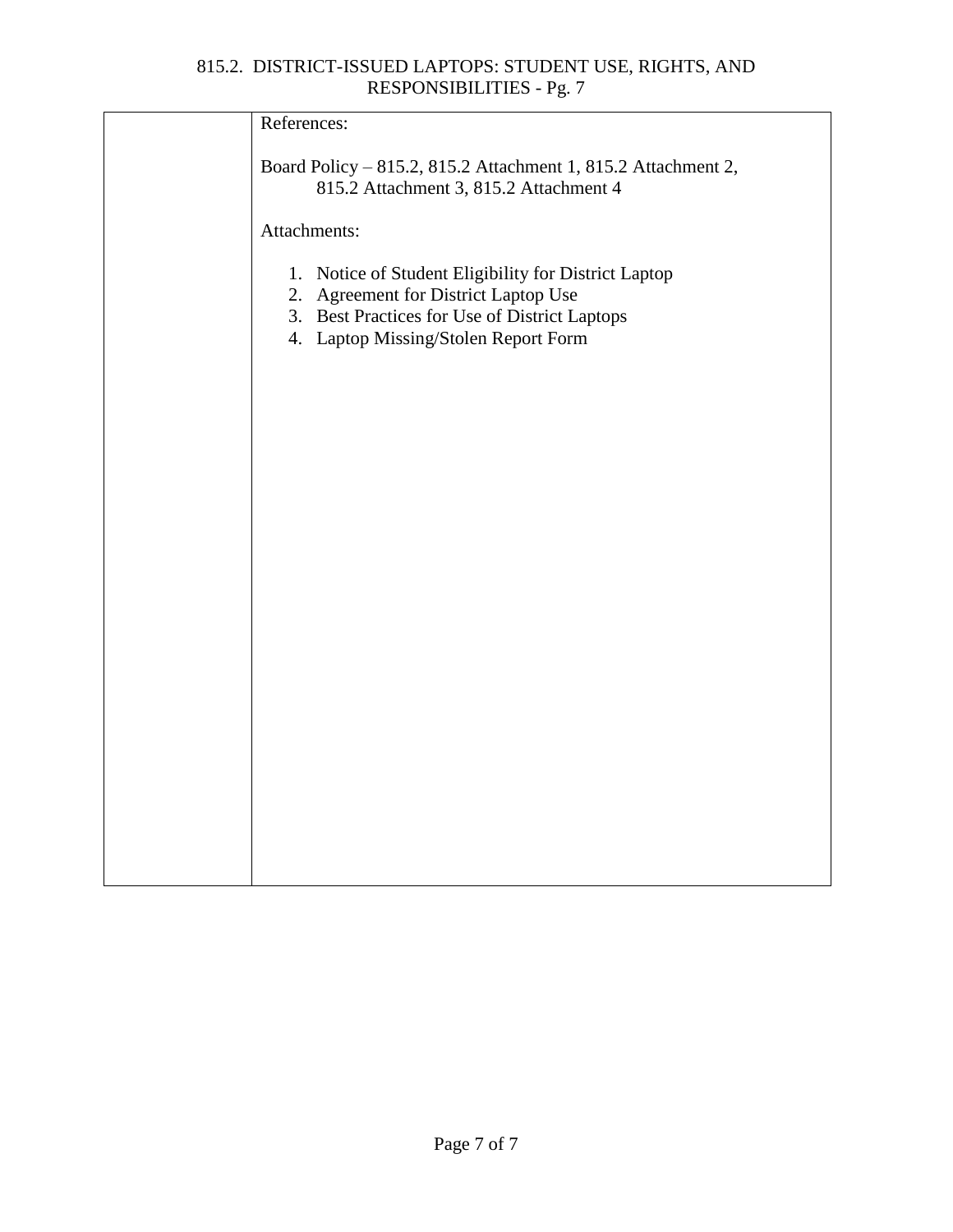References:

Board Policy – 815.2, 815.2 Attachment 1, 815.2 Attachment 2, 815.2 Attachment 3, 815.2 Attachment 4

Attachments:

1. Notice of Student Eligibility for District Laptop
2. Agreement for District Laptop Use
3. Best Practices for Use of District Laptops
4. Laptop Missing/Stolen Report Form